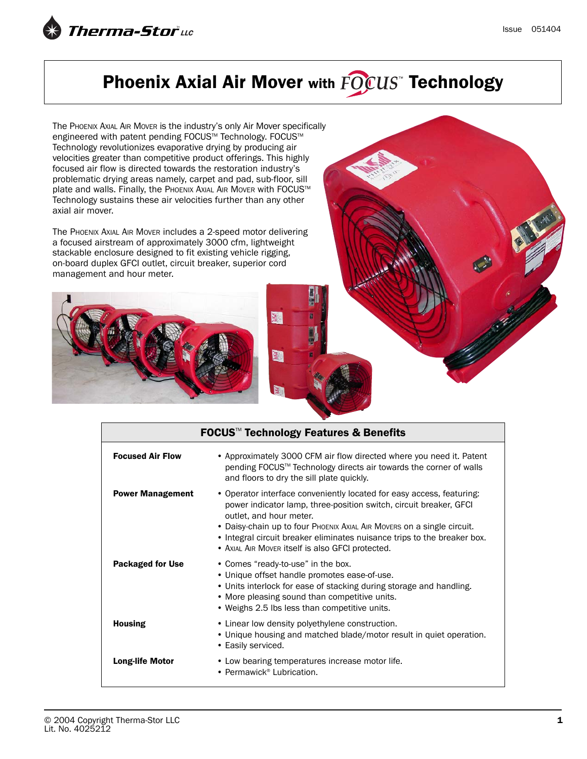# Phoenix Axial Air Mover with FOCUS™ Technology

The Phoenix Axial Air Mover is the industry's only Air Mover specifically engineered with patent pending FOCUS™ Technology. FOCUS™ Technology revolutionizes evaporative drying by producing air velocities greater than competitive product offerings. This highly focused air flow is directed towards the restoration industry's problematic drying areas namely, carpet and pad, sub-floor, sill plate and walls. Finally, the Phoenix Axial Air Mover with FOCUS™ Technology sustains these air velocities further than any other axial air mover.

The Phoenix Axial Air Mover includes a 2-speed motor delivering a focused airstream of approximately 3000 cfm, lightweight stackable enclosure designed to fit existing vehicle rigging, on-board duplex GFCI outlet, circuit breaker, superior cord management and hour meter.

| FOCUS™ Technology Features & Benefits | |
|---|---|
| **Focused Air Flow** | • Approximately 3000 CFM air flow directed where you need it. Patent pending FOCUS™ Technology directs air towards the corner of walls and floors to dry the sill plate quickly. |
| **Power Management** | • Operator interface conveniently located for easy access, featuring: power indicator lamp, three-position switch, circuit breaker, GFCI outlet, and hour meter.<br>• Daisy-chain up to four Phoenix Axial Air Movers on a single circuit.<br>• Integral circuit breaker eliminates nuisance trips to the breaker box.<br>• Axial Air Mover itself is also GFCI protected. |
| **Packaged for Use** | • Comes "ready-to-use" in the box.<br>• Unique offset handle promotes ease-of-use.<br>• Units interlock for ease of stacking during storage and handling.<br>• More pleasing sound than competitive units.<br>• Weighs 2.5 lbs less than competitive units. |
| **Housing** | • Linear low density polyethylene construction.<br>• Unique housing and matched blade/motor result in quiet operation.<br>• Easily serviced. |
| **Long-life Motor** | • Low bearing temperatures increase motor life.<br>• Permawick® Lubrication. |

© 2004 Copyright Therma-Stor LLC
Lit. No. 4025212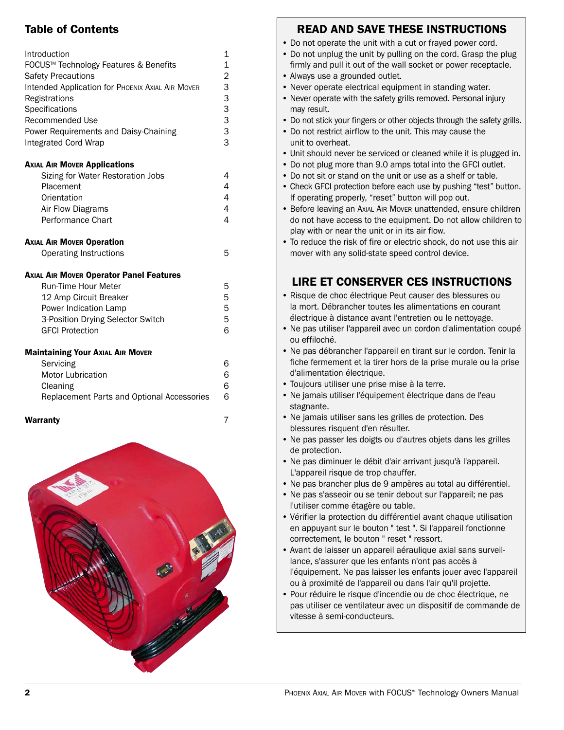## Table of Contents

| | |
|---|---|
| Introduction | 1 |
| FOCUS™ Technology Features & Benefits | 1 |
| Safety Precautions | 2 |
| Intended Application for Phoenix Axial Air Mover | 3 |
| Registrations | 3 |
| Specifications | 3 |
| Recommended Use | 3 |
| Power Requirements and Daisy-Chaining | 3 |
| Integrated Cord Wrap | 3 |
| **Axial Air Mover Applications** | |
| Sizing for Water Restoration Jobs | 4 |
| Placement | 4 |
| Orientation | 4 |
| Air Flow Diagrams | 4 |
| Performance Chart | 4 |
| **Axial Air Mover Operation** | |
| Operating Instructions | 5 |
| **Axial Air Mover Operator Panel Features** | |
| Run-Time Hour Meter | 5 |
| 12 Amp Circuit Breaker | 5 |
| Power Indication Lamp | 5 |
| 3-Position Drying Selector Switch | 5 |
| GFCI Protection | 6 |
| **Maintaining Your Axial Air Mover** | |
| Servicing | 6 |
| Motor Lubrication | 6 |
| Cleaning | 6 |
| Replacement Parts and Optional Accessories | 6 |
| **Warranty** | 7 |

## READ AND SAVE THESE INSTRUCTIONS

- Do not operate the unit with a cut or frayed power cord.
- Do not unplug the unit by pulling on the cord. Grasp the plug firmly and pull it out of the wall socket or power receptacle.
- Always use a grounded outlet.
- Never operate electrical equipment in standing water.
- Never operate with the safety grills removed. Personal injury may result.
- Do not stick your fingers or other objects through the safety grills.
- Do not restrict airflow to the unit. This may cause the unit to overheat.
- Unit should never be serviced or cleaned while it is plugged in.
- Do not plug more than 9.0 amps total into the GFCI outlet.
- Do not sit or stand on the unit or use as a shelf or table.
- Check GFCI protection before each use by pushing "test" button. If operating properly, "reset" button will pop out.
- Before leaving an Axial Air Mover unattended, ensure children do not have access to the equipment. Do not allow children to play with or near the unit or in its air flow.
- To reduce the risk of fire or electric shock, do not use this air mover with any solid-state speed control device.

## LIRE ET CONSERVER CES INSTRUCTIONS

- Risque de choc électrique Peut causer des blessures ou la mort. Débrancher toutes les alimentations en courant électrique à distance avant l'entretien ou le nettoyage.
- Ne pas utiliser l'appareil avec un cordon d'alimentation coupé ou effiloché.
- Ne pas débrancher l'appareil en tirant sur le cordon. Tenir la fiche fermement et la tirer hors de la prise murale ou la prise d'alimentation électrique.
- Toujours utiliser une prise mise à la terre.
- Ne jamais utiliser l'équipement électrique dans de l'eau stagnante.
- Ne jamais utiliser sans les grilles de protection. Des blessures risquent d'en résulter.
- Ne pas passer les doigts ou d'autres objets dans les grilles de protection.
- Ne pas diminuer le débit d'air arrivant jusqu'à l'appareil. L'appareil risque de trop chauffer.
- Ne pas brancher plus de 9 ampères au total au différentiel.
- Ne pas s'asseoir ou se tenir debout sur l'appareil; ne pas l'utiliser comme étagère ou table.
- Vérifier la protection du différentiel avant chaque utilisation en appuyant sur le bouton " test ". Si l'appareil fonctionne correctement, le bouton " reset " ressort.
- Avant de laisser un appareil aéraulique axial sans surveillance, s'assurer que les enfants n'ont pas accès à l'équipement. Ne pas laisser les enfants jouer avec l'appareil ou à proximité de l'appareil ou dans l'air qu'il projette.
- Pour réduire le risque d'incendie ou de choc électrique, ne pas utiliser ce ventilateur avec un dispositif de commande de vitesse à semi-conducteurs.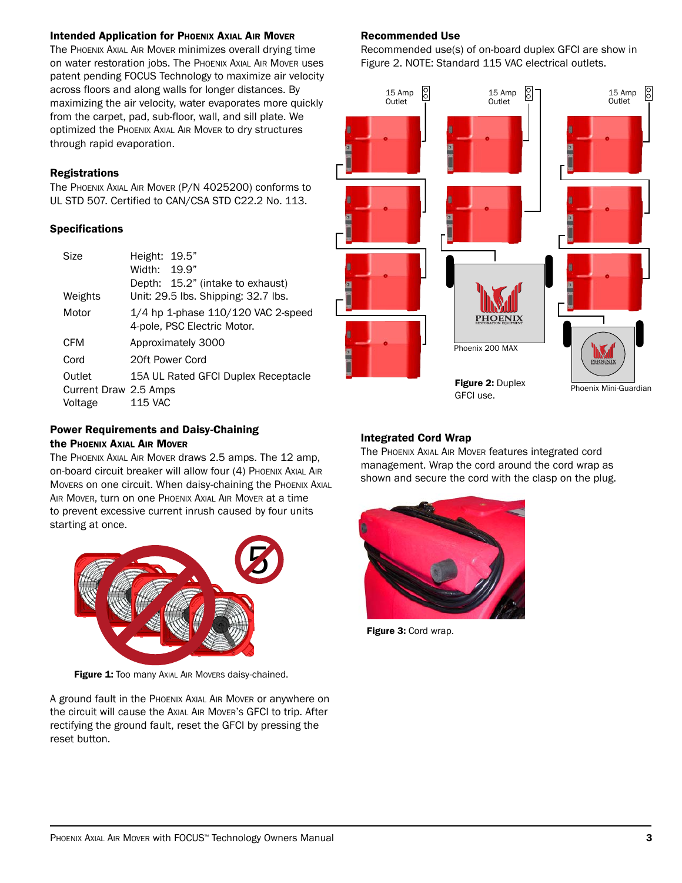### Intended Application for Phoenix Axial Air Mover

The Phoenix Axial Air Mover minimizes overall drying time on water restoration jobs. The Phoenix Axial Air Mover uses patent pending FOCUS Technology to maximize air velocity across floors and along walls for longer distances. By maximizing the air velocity, water evaporates more quickly from the carpet, pad, sub-floor, wall, and sill plate. We optimized the Phoenix Axial Air Mover to dry structures through rapid evaporation.

### Registrations

The Phoenix Axial Air Mover (P/N 4025200) conforms to UL STD 507. Certified to CAN/CSA STD C22.2 No. 113.

### Specifications

| | |
|---|---|
| Size | Height: 19.5"<br>Width: 19.9"<br>Depth: 15.2" (intake to exhaust) |
| Weights | Unit: 29.5 lbs. Shipping: 32.7 lbs. |
| Motor | 1/4 hp 1-phase 110/120 VAC 2-speed 4-pole, PSC Electric Motor. |
| CFM | Approximately 3000 |
| Cord | 20ft Power Cord |
| Outlet | 15A UL Rated GFCI Duplex Receptacle |
| Current Draw | 2.5 Amps |
| Voltage | 115 VAC |

### Power Requirements and Daisy-Chaining the Phoenix Axial Air Mover

The Phoenix Axial Air Mover draws 2.5 amps. The 12 amp, on-board circuit breaker will allow four (4) Phoenix Axial Air Movers on one circuit. When daisy-chaining the Phoenix Axial Air Mover, turn on one Phoenix Axial Air Mover at a time to prevent excessive current inrush caused by four units starting at once.

**Figure 1:** Too many Axial Air Movers daisy-chained.

A ground fault in the Phoenix Axial Air Mover or anywhere on the circuit will cause the Axial Air Mover's GFCI to trip. After rectifying the ground fault, reset the GFCI by pressing the reset button.

### Recommended Use

Recommended use(s) of on-board duplex GFCI are show in Figure 2. NOTE: Standard 115 VAC electrical outlets.

**Figure 2:** Duplex GFCI use.

### Integrated Cord Wrap

The Phoenix Axial Air Mover features integrated cord management. Wrap the cord around the cord wrap as shown and secure the cord with the clasp on the plug.

**Figure 3:** Cord wrap.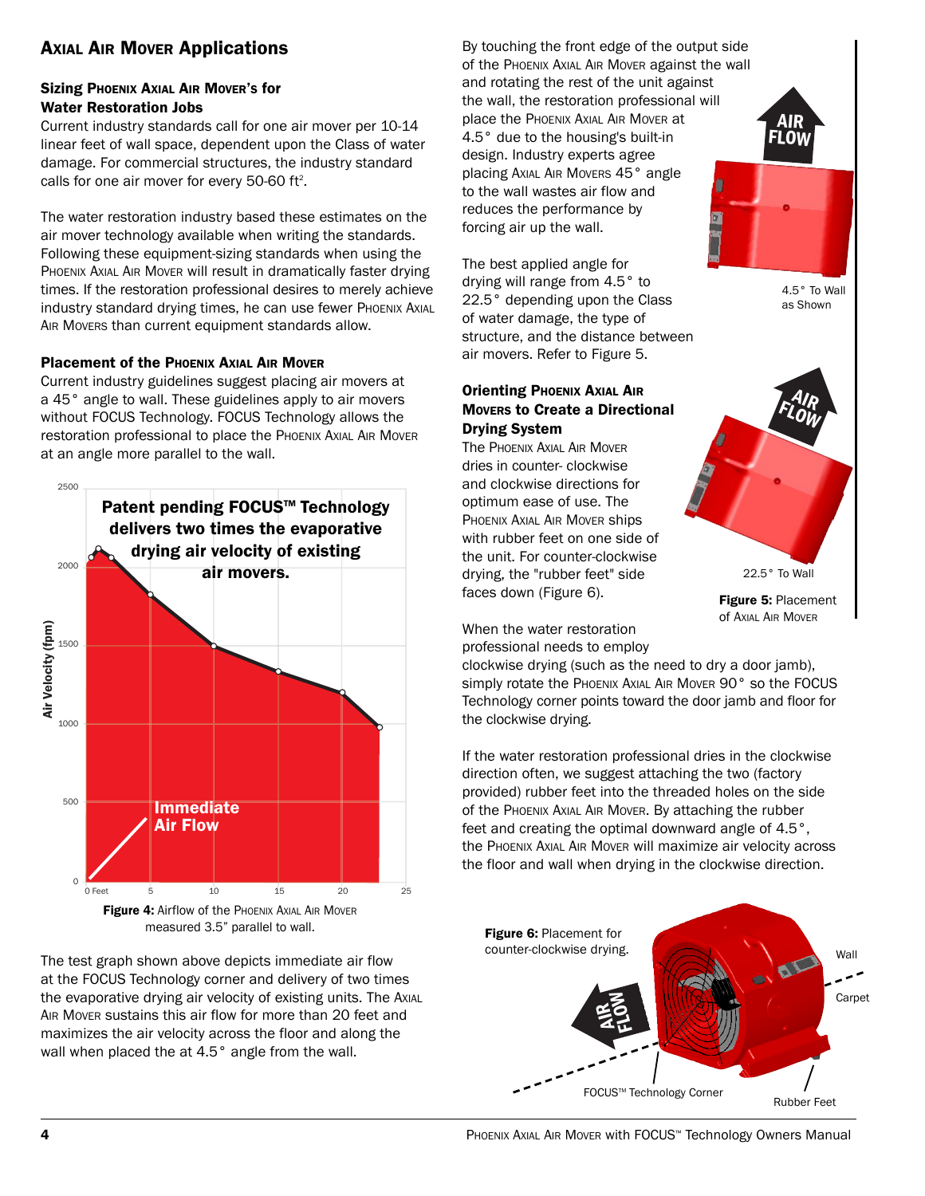## Axial Air Mover Applications

### Sizing Phoenix Axial Air Mover's for Water Restoration Jobs

Current industry standards call for one air mover per 10-14 linear feet of wall space, dependent upon the Class of water damage. For commercial structures, the industry standard calls for one air mover for every 50-60 ft².

The water restoration industry based these estimates on the air mover technology available when writing the standards. Following these equipment-sizing standards when using the Phoenix Axial Air Mover will result in dramatically faster drying times. If the restoration professional desires to merely achieve industry standard drying times, he can use fewer Phoenix Axial Air Movers than current equipment standards allow.

### Placement of the Phoenix Axial Air Mover

Current industry guidelines suggest placing air movers at a 45° angle to wall. These guidelines apply to air movers without FOCUS Technology. FOCUS Technology allows the restoration professional to place the Phoenix Axial Air Mover at an angle more parallel to the wall.

Patent pending FOCUS™ Technology delivers two times the evaporative drying air velocity of existing air movers.

**Figure 4:** Airflow of the Phoenix Axial Air Mover measured 3.5" parallel to wall.

The test graph shown above depicts immediate air flow at the FOCUS Technology corner and delivery of two times the evaporative drying air velocity of existing units. The Axial Air Mover sustains this air flow for more than 20 feet and maximizes the air velocity across the floor and along the wall when placed the at 4.5° angle from the wall.

By touching the front edge of the output side of the Phoenix Axial Air Mover against the wall and rotating the rest of the unit against the wall, the restoration professional will place the Phoenix Axial Air Mover at 4.5° due to the housing's built-in design. Industry experts agree placing Axial Air Movers 45° angle to the wall wastes air flow and reduces the performance by forcing air up the wall.

The best applied angle for drying will range from 4.5° to 22.5° depending upon the Class of water damage, the type of structure, and the distance between air movers. Refer to Figure 5.

4.5° To Wall as Shown

22.5° To Wall

**Figure 5:** Placement of Axial Air Mover

### Orienting Phoenix Axial Air Movers to Create a Directional Drying System

The Phoenix Axial Air Mover dries in counter- clockwise and clockwise directions for optimum ease of use. The Phoenix Axial Air Mover ships with rubber feet on one side of the unit. For counter-clockwise drying, the "rubber feet" side faces down (Figure 6).

When the water restoration professional needs to employ clockwise drying (such as the need to dry a door jamb), simply rotate the Phoenix Axial Air Mover 90° so the FOCUS Technology corner points toward the door jamb and floor for the clockwise drying.

If the water restoration professional dries in the clockwise direction often, we suggest attaching the two (factory provided) rubber feet into the threaded holes on the side of the Phoenix Axial Air Mover. By attaching the rubber feet and creating the optimal downward angle of 4.5°, the Phoenix Axial Air Mover will maximize air velocity across the floor and wall when drying in the clockwise direction.

**Figure 6:** Placement for counter-clockwise drying.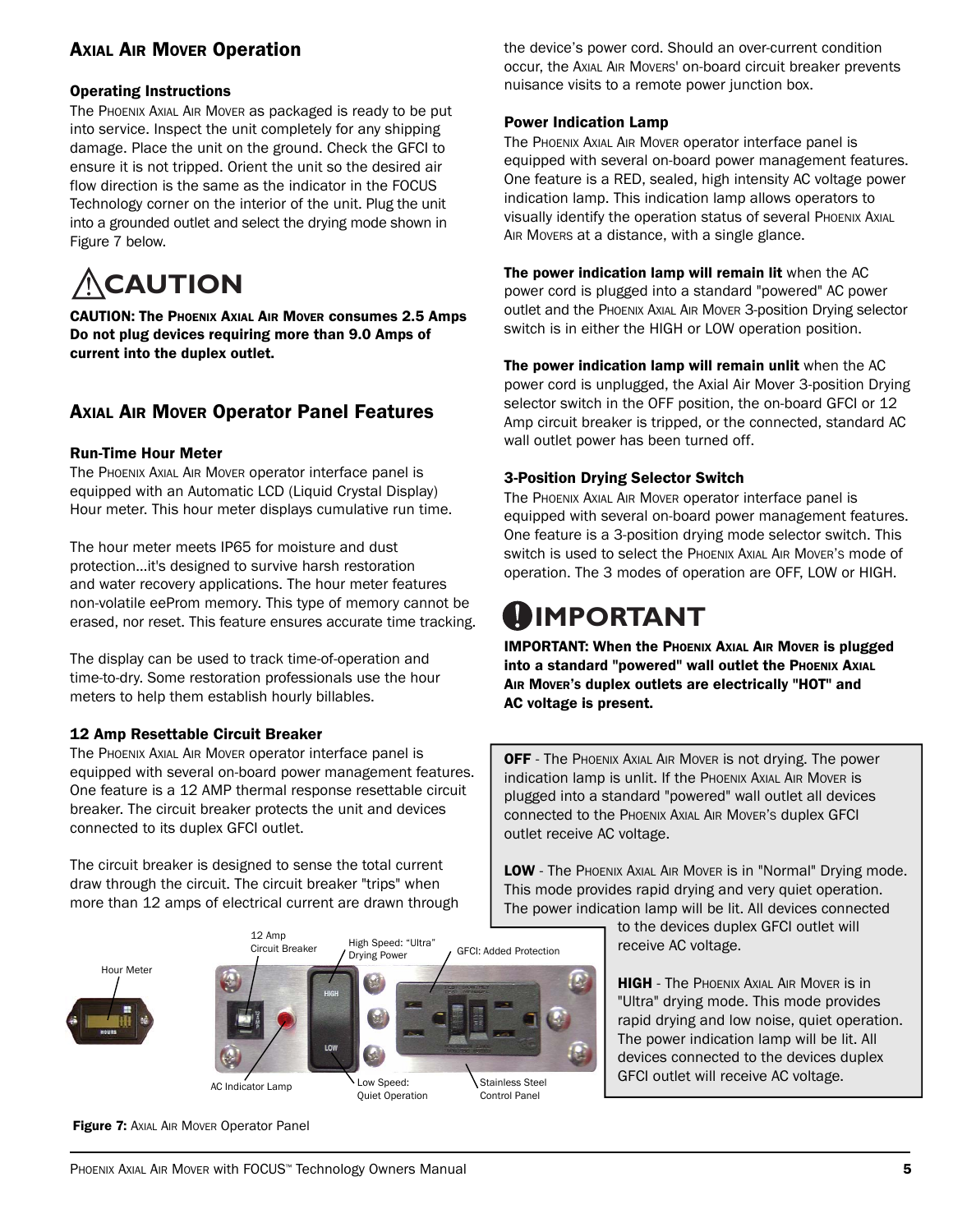## Axial Air Mover Operation

### Operating Instructions

The Phoenix Axial Air Mover as packaged is ready to be put into service. Inspect the unit completely for any shipping damage. Place the unit on the ground. Check the GFCI to ensure it is not tripped. Orient the unit so the desired air flow direction is the same as the indicator in the FOCUS Technology corner on the interior of the unit. Plug the unit into a grounded outlet and select the drying mode shown in Figure 7 below.

**⚠ CAUTION**

**CAUTION: The Phoenix Axial Air Mover consumes 2.5 Amps Do not plug devices requiring more than 9.0 Amps of current into the duplex outlet.**

## Axial Air Mover Operator Panel Features

### Run-Time Hour Meter

The Phoenix Axial Air Mover operator interface panel is equipped with an Automatic LCD (Liquid Crystal Display) Hour meter. This hour meter displays cumulative run time.

The hour meter meets IP65 for moisture and dust protection...it's designed to survive harsh restoration and water recovery applications. The hour meter features non-volatile eeProm memory. This type of memory cannot be erased, nor reset. This feature ensures accurate time tracking.

The display can be used to track time-of-operation and time-to-dry. Some restoration professionals use the hour meters to help them establish hourly billables.

### 12 Amp Resettable Circuit Breaker

The Phoenix Axial Air Mover operator interface panel is equipped with several on-board power management features. One feature is a 12 AMP thermal response resettable circuit breaker. The circuit breaker protects the unit and devices connected to its duplex GFCI outlet.

The circuit breaker is designed to sense the total current draw through the circuit. The circuit breaker "trips" when more than 12 amps of electrical current are drawn through the device's power cord. Should an over-current condition occur, the Axial Air Movers' on-board circuit breaker prevents nuisance visits to a remote power junction box.

### Power Indication Lamp

The Phoenix Axial Air Mover operator interface panel is equipped with several on-board power management features. One feature is a RED, sealed, high intensity AC voltage power indication lamp. This indication lamp allows operators to visually identify the operation status of several Phoenix Axial Air Movers at a distance, with a single glance.

**The power indication lamp will remain lit** when the AC power cord is plugged into a standard "powered" AC power outlet and the Phoenix Axial Air Mover 3-position Drying selector switch is in either the HIGH or LOW operation position.

**The power indication lamp will remain unlit** when the AC power cord is unplugged, the Axial Air Mover 3-position Drying selector switch in the OFF position, the on-board GFCI or 12 Amp circuit breaker is tripped, or the connected, standard AC wall outlet power has been turned off.

### 3-Position Drying Selector Switch

The Phoenix Axial Air Mover operator interface panel is equipped with several on-board power management features. One feature is a 3-position drying mode selector switch. This switch is used to select the Phoenix Axial Air Mover's mode of operation. The 3 modes of operation are OFF, LOW or HIGH.

**❗ IMPORTANT**

**IMPORTANT: When the Phoenix Axial Air Mover is plugged into a standard "powered" wall outlet the Phoenix Axial Air Mover's duplex outlets are electrically "HOT" and AC voltage is present.**

**OFF** - The Phoenix Axial Air Mover is not drying. The power indication lamp is unlit. If the Phoenix Axial Air Mover is plugged into a standard "powered" wall outlet all devices connected to the Phoenix Axial Air Mover's duplex GFCI outlet receive AC voltage.

**LOW** - The Phoenix Axial Air Mover is in "Normal" Drying mode. This mode provides rapid drying and very quiet operation. The power indication lamp will be lit. All devices connected to the devices duplex GFCI outlet will receive AC voltage.

**HIGH** - The Phoenix Axial Air Mover is in "Ultra" drying mode. This mode provides rapid drying and low noise, quiet operation. The power indication lamp will be lit. All devices connected to the devices duplex GFCI outlet will receive AC voltage.

Hour Meter | 12 Amp Circuit Breaker | High Speed: "Ultra" Drying Power | GFCI: Added Protection | AC Indicator Lamp | Low Speed: Quiet Operation | Stainless Steel Control Panel

**Figure 7:** Axial Air Mover Operator Panel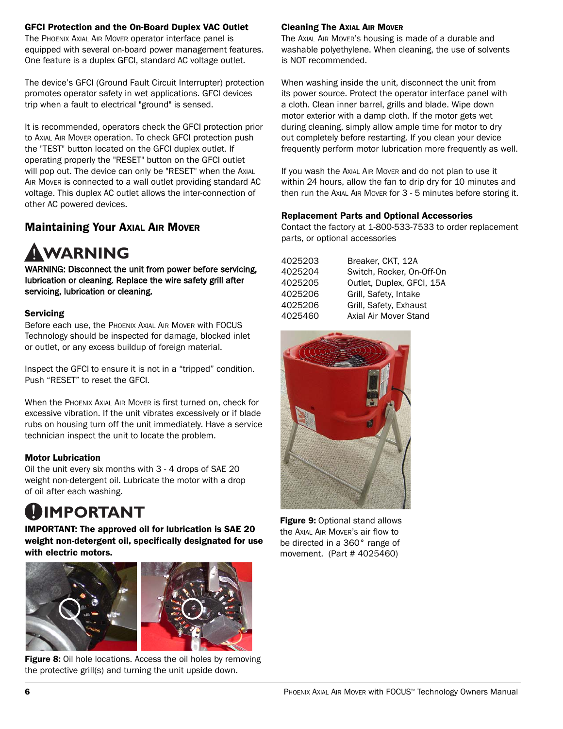### GFCI Protection and the On-Board Duplex VAC Outlet

The Phoenix Axial Air Mover operator interface panel is equipped with several on-board power management features. One feature is a duplex GFCI, standard AC voltage outlet.

The device's GFCI (Ground Fault Circuit Interrupter) protection promotes operator safety in wet applications. GFCI devices trip when a fault to electrical "ground" is sensed.

It is recommended, operators check the GFCI protection prior to Axial Air Mover operation. To check GFCI protection push the "TEST" button located on the GFCI duplex outlet. If operating properly the "RESET" button on the GFCI outlet will pop out. The device can only be "RESET" when the Axial Air Mover is connected to a wall outlet providing standard AC voltage. This duplex AC outlet allows the inter-connection of other AC powered devices.

## Maintaining Your Axial Air Mover

# ⚠WARNING

**WARNING: Disconnect the unit from power before servicing, lubrication or cleaning. Replace the wire safety grill after servicing, lubrication or cleaning.**

### Servicing

Before each use, the Phoenix Axial Air Mover with FOCUS Technology should be inspected for damage, blocked inlet or outlet, or any excess buildup of foreign material.

Inspect the GFCI to ensure it is not in a "tripped" condition. Push "RESET" to reset the GFCI.

When the Phoenix Axial Air Mover is first turned on, check for excessive vibration. If the unit vibrates excessively or if blade rubs on housing turn off the unit immediately. Have a service technician inspect the unit to locate the problem.

### Motor Lubrication

Oil the unit every six months with 3 - 4 drops of SAE 20 weight non-detergent oil. Lubricate the motor with a drop of oil after each washing.

# IMPORTANT

**IMPORTANT: The approved oil for lubrication is SAE 20 weight non-detergent oil, specifically designated for use with electric motors.**

**Figure 8:** Oil hole locations. Access the oil holes by removing the protective grill(s) and turning the unit upside down.

### Cleaning The Axial Air Mover

The Axial Air Mover's housing is made of a durable and washable polyethylene. When cleaning, the use of solvents is NOT recommended.

When washing inside the unit, disconnect the unit from its power source. Protect the operator interface panel with a cloth. Clean inner barrel, grills and blade. Wipe down motor exterior with a damp cloth. If the motor gets wet during cleaning, simply allow ample time for motor to dry out completely before restarting. If you clean your device frequently perform motor lubrication more frequently as well.

If you wash the Axial Air Mover and do not plan to use it within 24 hours, allow the fan to drip dry for 10 minutes and then run the Axial Air Mover for 3 - 5 minutes before storing it.

### Replacement Parts and Optional Accessories

Contact the factory at 1-800-533-7533 to order replacement parts, or optional accessories

| | |
|---|---|
| 4025203 | Breaker, CKT, 12A |
| 4025204 | Switch, Rocker, On-Off-On |
| 4025205 | Outlet, Duplex, GFCI, 15A |
| 4025206 | Grill, Safety, Intake |
| 4025206 | Grill, Safety, Exhaust |
| 4025460 | Axial Air Mover Stand |

**Figure 9:** Optional stand allows the Axial Air Mover's air flow to be directed in a 360° range of movement. (Part # 4025460)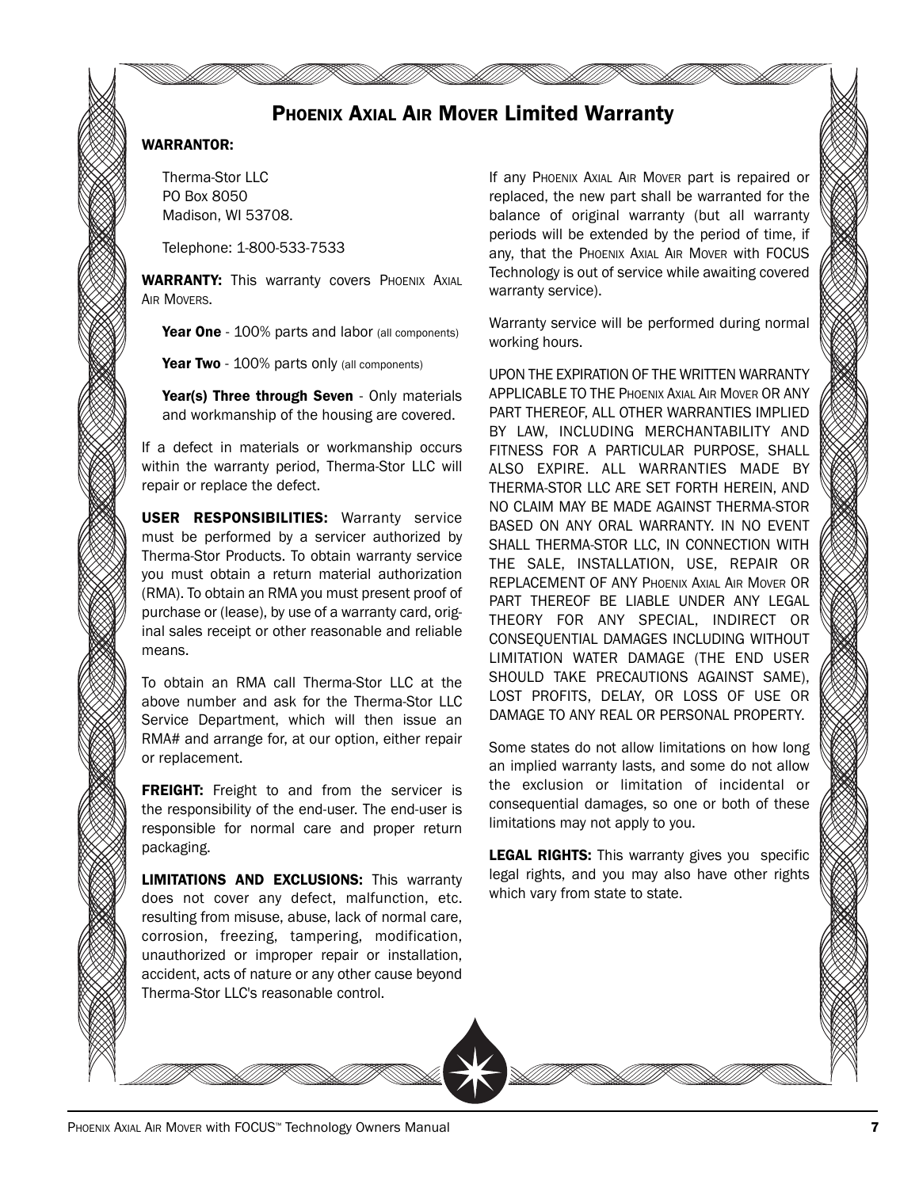# Phoenix Axial Air Mover Limited Warranty

**WARRANTOR:**

Therma-Stor LLC
PO Box 8050
Madison, WI 53708.

Telephone: 1-800-533-7533

**WARRANTY:** This warranty covers Phoenix Axial Air Movers.

**Year One** - 100% parts and labor (all components)

**Year Two** - 100% parts only (all components)

**Year(s) Three through Seven** - Only materials and workmanship of the housing are covered.

If a defect in materials or workmanship occurs within the warranty period, Therma-Stor LLC will repair or replace the defect.

**USER RESPONSIBILITIES:** Warranty service must be performed by a servicer authorized by Therma-Stor Products. To obtain warranty service you must obtain a return material authorization (RMA). To obtain an RMA you must present proof of purchase or (lease), by use of a warranty card, original sales receipt or other reasonable and reliable means.

To obtain an RMA call Therma-Stor LLC at the above number and ask for the Therma-Stor LLC Service Department, which will then issue an RMA# and arrange for, at our option, either repair or replacement.

**FREIGHT:** Freight to and from the servicer is the responsibility of the end-user. The end-user is responsible for normal care and proper return packaging.

**LIMITATIONS AND EXCLUSIONS:** This warranty does not cover any defect, malfunction, etc. resulting from misuse, abuse, lack of normal care, corrosion, freezing, tampering, modification, unauthorized or improper repair or installation, accident, acts of nature or any other cause beyond Therma-Stor LLC's reasonable control.

If any Phoenix Axial Air Mover part is repaired or replaced, the new part shall be warranted for the balance of original warranty (but all warranty periods will be extended by the period of time, if any, that the Phoenix Axial Air Mover with FOCUS Technology is out of service while awaiting covered warranty service).

Warranty service will be performed during normal working hours.

UPON THE EXPIRATION OF THE WRITTEN WARRANTY APPLICABLE TO THE PHOENIX AXIAL AIR MOVER OR ANY PART THEREOF, ALL OTHER WARRANTIES IMPLIED BY LAW, INCLUDING MERCHANTABILITY AND FITNESS FOR A PARTICULAR PURPOSE, SHALL ALSO EXPIRE. ALL WARRANTIES MADE BY THERMA-STOR LLC ARE SET FORTH HEREIN, AND NO CLAIM MAY BE MADE AGAINST THERMA-STOR BASED ON ANY ORAL WARRANTY. IN NO EVENT SHALL THERMA-STOR LLC, IN CONNECTION WITH THE SALE, INSTALLATION, USE, REPAIR OR REPLACEMENT OF ANY PHOENIX AXIAL AIR MOVER OR PART THEREOF BE LIABLE UNDER ANY LEGAL THEORY FOR ANY SPECIAL, INDIRECT OR CONSEQUENTIAL DAMAGES INCLUDING WITHOUT LIMITATION WATER DAMAGE (THE END USER SHOULD TAKE PRECAUTIONS AGAINST SAME), LOST PROFITS, DELAY, OR LOSS OF USE OR DAMAGE TO ANY REAL OR PERSONAL PROPERTY.

Some states do not allow limitations on how long an implied warranty lasts, and some do not allow the exclusion or limitation of incidental or consequential damages, so one or both of these limitations may not apply to you.

**LEGAL RIGHTS:** This warranty gives you specific legal rights, and you may also have other rights which vary from state to state.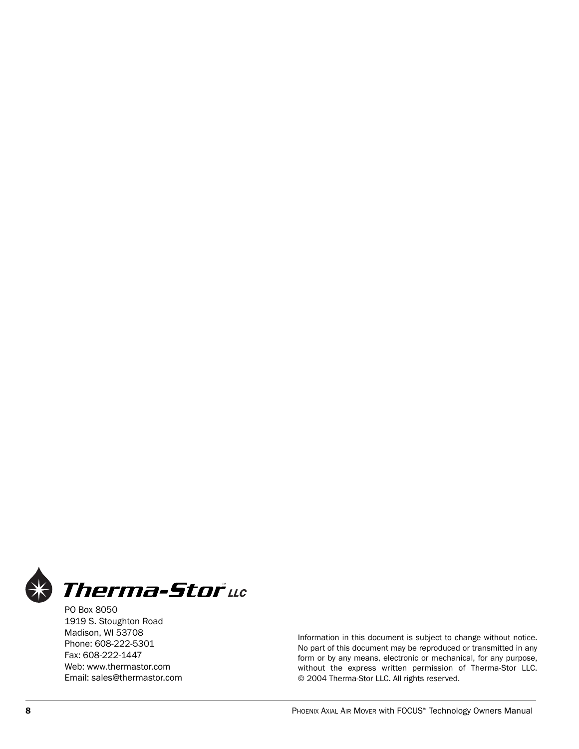Therma-Stor™ LLC

PO Box 8050
1919 S. Stoughton Road
Madison, WI 53708
Phone: 608-222-5301
Fax: 608-222-1447
Web: www.thermastor.com
Email: sales@thermastor.com

Information in this document is subject to change without notice. No part of this document may be reproduced or transmitted in any form or by any means, electronic or mechanical, for any purpose, without the express written permission of Therma-Stor LLC. © 2004 Therma-Stor LLC. All rights reserved.